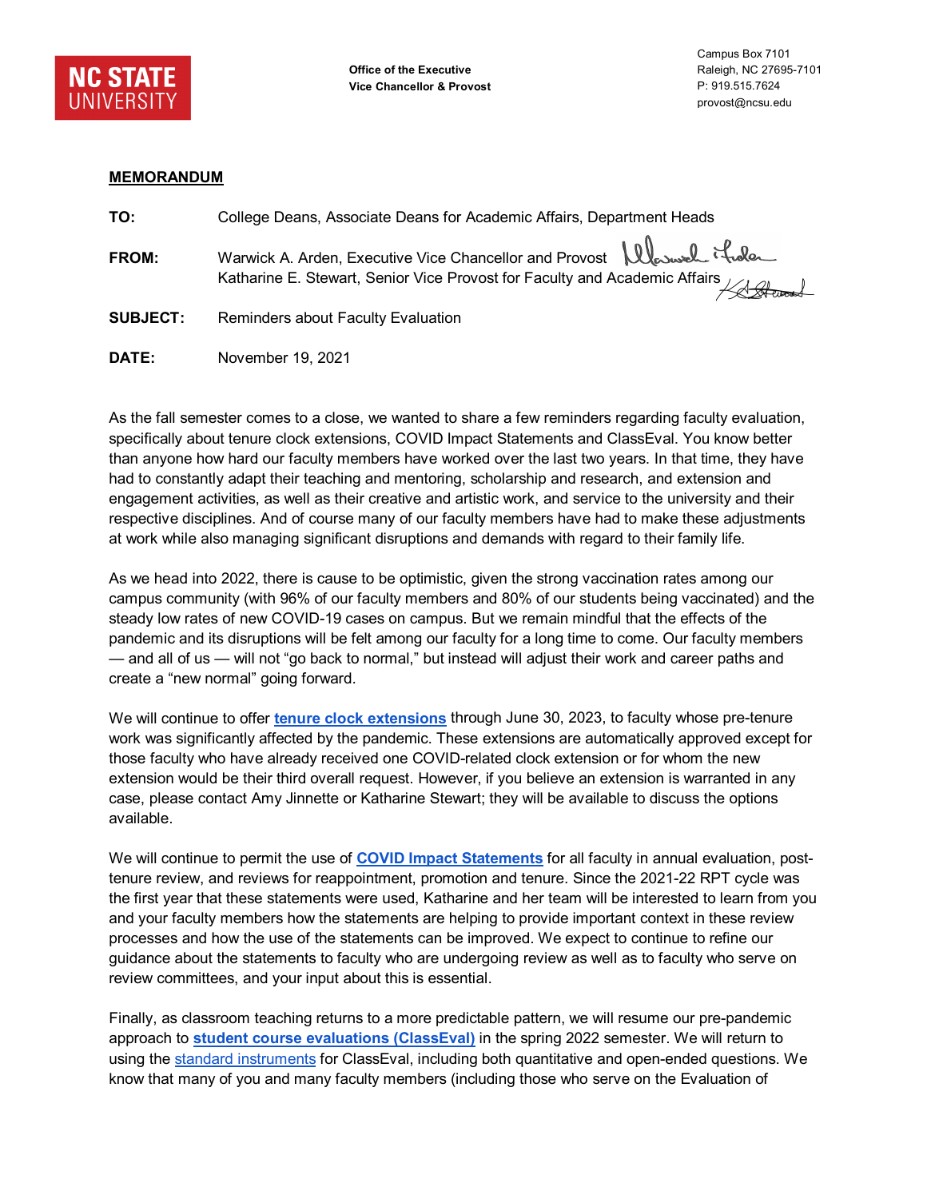NC STATE UNIVERSITY

**Office of the Executive Vice Chancellor & Provost**

Campus Box 7101
Raleigh, NC 27695-7101
P: 919.515.7624
provost@ncsu.edu

**MEMORANDUM**

**TO:** College Deans, Associate Deans for Academic Affairs, Department Heads

**FROM:** Warwick A. Arden, Executive Vice Chancellor and Provost
Katharine E. Stewart, Senior Vice Provost for Faculty and Academic Affairs

**SUBJECT:** Reminders about Faculty Evaluation

**DATE:** November 19, 2021

As the fall semester comes to a close, we wanted to share a few reminders regarding faculty evaluation, specifically about tenure clock extensions, COVID Impact Statements and ClassEval. You know better than anyone how hard our faculty members have worked over the last two years. In that time, they have had to constantly adapt their teaching and mentoring, scholarship and research, and extension and engagement activities, as well as their creative and artistic work, and service to the university and their respective disciplines. And of course many of our faculty members have had to make these adjustments at work while also managing significant disruptions and demands with regard to their family life.

As we head into 2022, there is cause to be optimistic, given the strong vaccination rates among our campus community (with 96% of our faculty members and 80% of our students being vaccinated) and the steady low rates of new COVID-19 cases on campus. But we remain mindful that the effects of the pandemic and its disruptions will be felt among our faculty for a long time to come. Our faculty members — and all of us — will not "go back to normal," but instead will adjust their work and career paths and create a "new normal" going forward.

We will continue to offer **tenure clock extensions** through June 30, 2023, to faculty whose pre-tenure work was significantly affected by the pandemic. These extensions are automatically approved except for those faculty who have already received one COVID-related clock extension or for whom the new extension would be their third overall request. However, if you believe an extension is warranted in any case, please contact Amy Jinnette or Katharine Stewart; they will be available to discuss the options available.

We will continue to permit the use of **COVID Impact Statements** for all faculty in annual evaluation, post-tenure review, and reviews for reappointment, promotion and tenure. Since the 2021-22 RPT cycle was the first year that these statements were used, Katharine and her team will be interested to learn from you and your faculty members how the statements are helping to provide important context in these review processes and how the use of the statements can be improved. We expect to continue to refine our guidance about the statements to faculty who are undergoing review as well as to faculty who serve on review committees, and your input about this is essential.

Finally, as classroom teaching returns to a more predictable pattern, we will resume our pre-pandemic approach to **student course evaluations (ClassEval)** in the spring 2022 semester. We will return to using the standard instruments for ClassEval, including both quantitative and open-ended questions. We know that many of you and many faculty members (including those who serve on the Evaluation of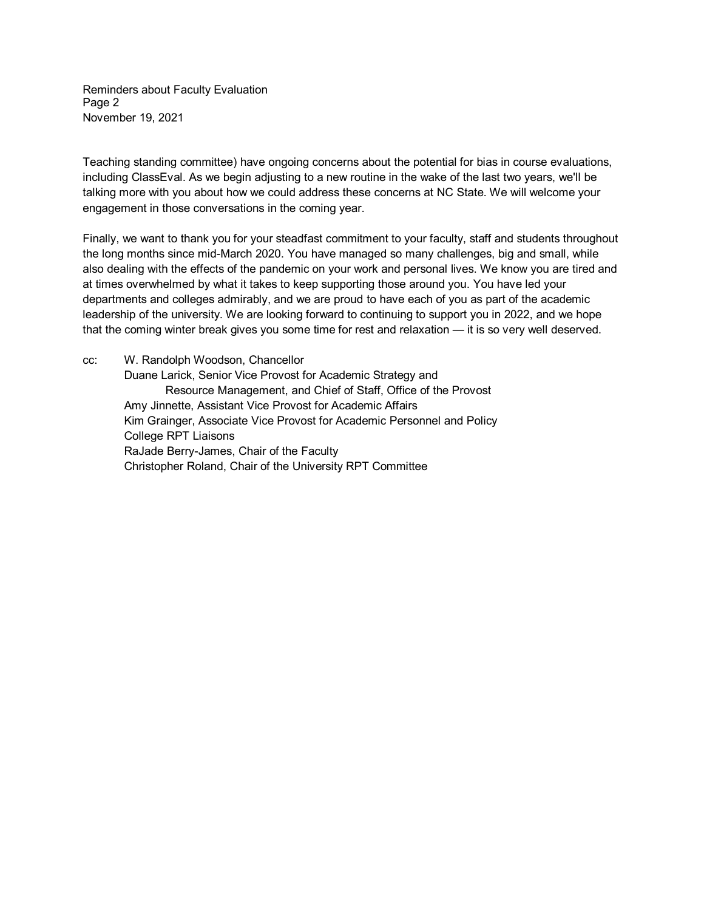Teaching standing committee) have ongoing concerns about the potential for bias in course evaluations, including ClassEval. As we begin adjusting to a new routine in the wake of the last two years, we'll be talking more with you about how we could address these concerns at NC State. We will welcome your engagement in those conversations in the coming year.

Finally, we want to thank you for your steadfast commitment to your faculty, staff and students throughout the long months since mid-March 2020. You have managed so many challenges, big and small, while also dealing with the effects of the pandemic on your work and personal lives. We know you are tired and at times overwhelmed by what it takes to keep supporting those around you. You have led your departments and colleges admirably, and we are proud to have each of you as part of the academic leadership of the university. We are looking forward to continuing to support you in 2022, and we hope that the coming winter break gives you some time for rest and relaxation — it is so very well deserved.

cc: W. Randolph Woodson, Chancellor
Duane Larick, Senior Vice Provost for Academic Strategy and Resource Management, and Chief of Staff, Office of the Provost
Amy Jinnette, Assistant Vice Provost for Academic Affairs
Kim Grainger, Associate Vice Provost for Academic Personnel and Policy
College RPT Liaisons
RaJade Berry-James, Chair of the Faculty
Christopher Roland, Chair of the University RPT Committee